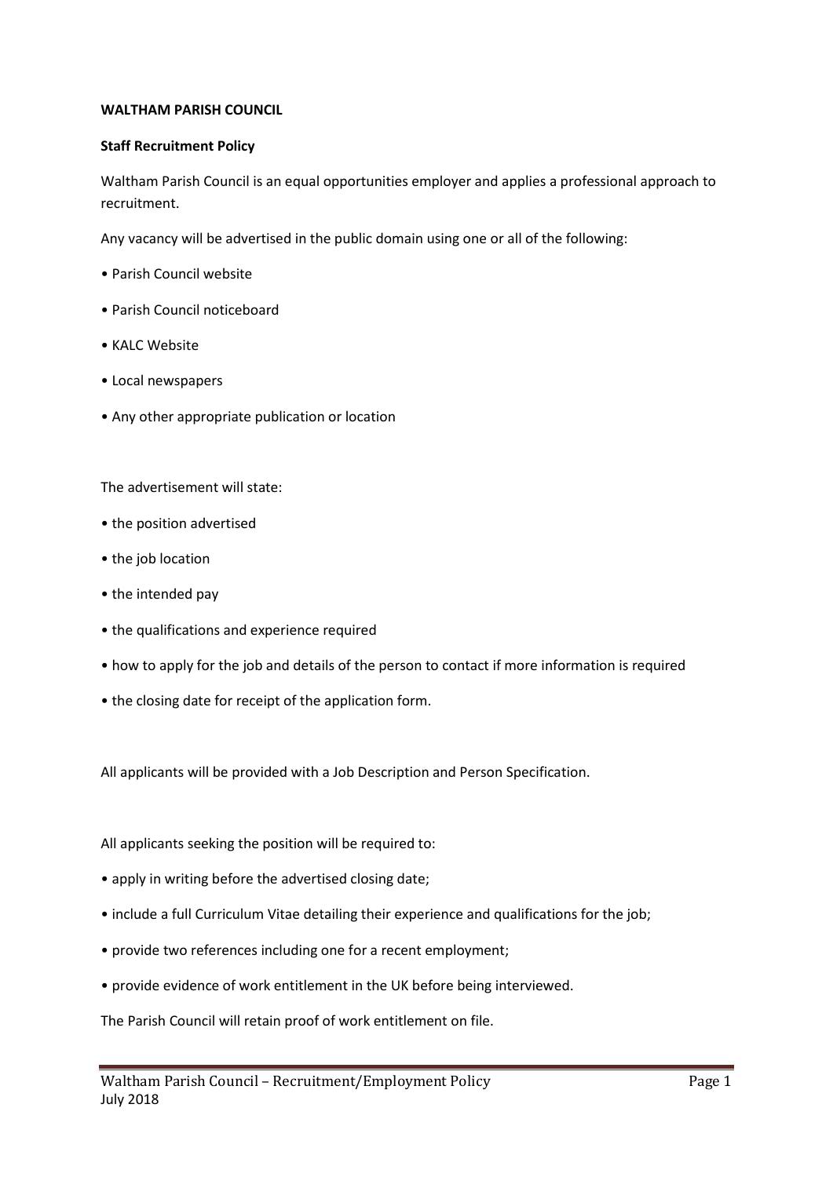**WALTHAM PARISH COUNCIL**

**Staff Recruitment Policy**

Waltham Parish Council is an equal opportunities employer and applies a professional approach to recruitment.

Any vacancy will be advertised in the public domain using one or all of the following:

- Parish Council website
- Parish Council noticeboard
- KALC Website
- Local newspapers
- Any other appropriate publication or location

The advertisement will state:

- the position advertised
- the job location
- the intended pay
- the qualifications and experience required
- how to apply for the job and details of the person to contact if more information is required
- the closing date for receipt of the application form.

All applicants will be provided with a Job Description and Person Specification.

All applicants seeking the position will be required to:

- apply in writing before the advertised closing date;
- include a full Curriculum Vitae detailing their experience and qualifications for the job;
- provide two references including one for a recent employment;
- provide evidence of work entitlement in the UK before being interviewed.

The Parish Council will retain proof of work entitlement on file.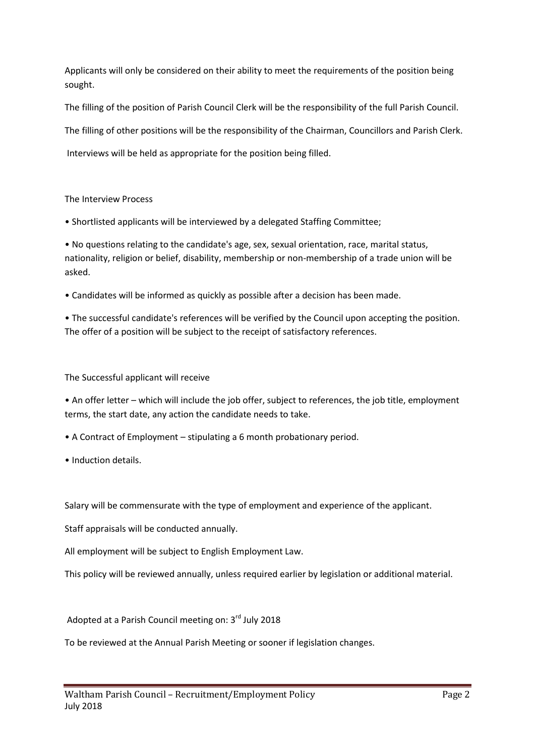Applicants will only be considered on their ability to meet the requirements of the position being sought.

The filling of the position of Parish Council Clerk will be the responsibility of the full Parish Council.

The filling of other positions will be the responsibility of the Chairman, Councillors and Parish Clerk.

Interviews will be held as appropriate for the position being filled.

The Interview Process

- Shortlisted applicants will be interviewed by a delegated Staffing Committee;
- No questions relating to the candidate's age, sex, sexual orientation, race, marital status, nationality, religion or belief, disability, membership or non-membership of a trade union will be asked.
- Candidates will be informed as quickly as possible after a decision has been made.
- The successful candidate's references will be verified by the Council upon accepting the position. The offer of a position will be subject to the receipt of satisfactory references.

The Successful applicant will receive

- An offer letter – which will include the job offer, subject to references, the job title, employment terms, the start date, any action the candidate needs to take.
- A Contract of Employment – stipulating a 6 month probationary period.
- Induction details.

Salary will be commensurate with the type of employment and experience of the applicant.

Staff appraisals will be conducted annually.

All employment will be subject to English Employment Law.

This policy will be reviewed annually, unless required earlier by legislation or additional material.

Adopted at a Parish Council meeting on: 3rd July 2018

To be reviewed at the Annual Parish Meeting or sooner if legislation changes.